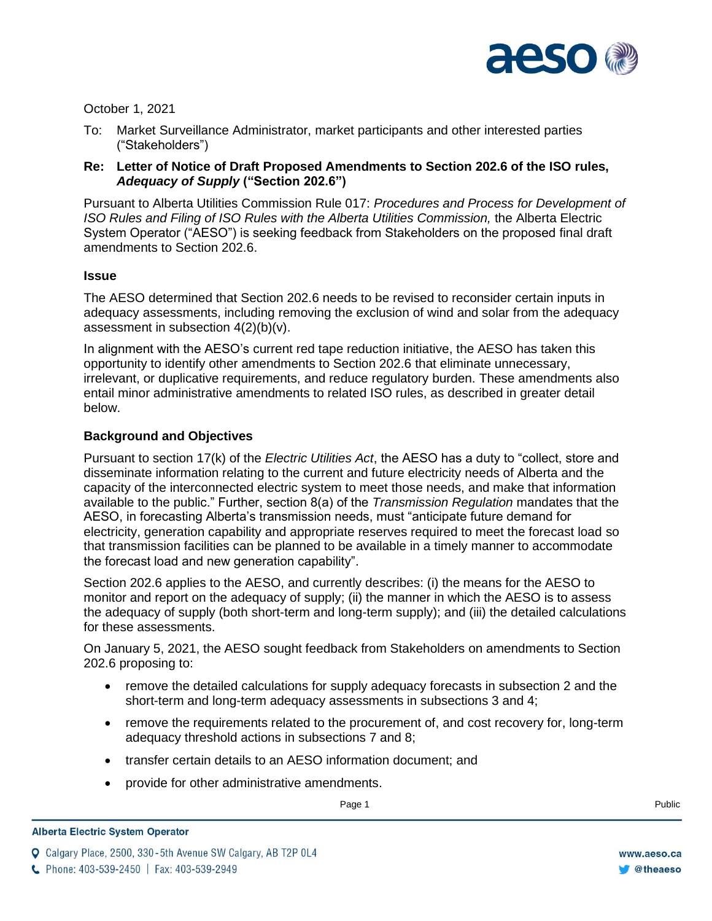October 1, 2021

To: Market Surveillance Administrator, market participants and other interested parties ("Stakeholders")

**Re: Letter of Notice of Draft Proposed Amendments to Section 202.6 of the ISO rules, *Adequacy of Supply* ("Section 202.6")**

Pursuant to Alberta Utilities Commission Rule 017: *Procedures and Process for Development of ISO Rules and Filing of ISO Rules with the Alberta Utilities Commission,* the Alberta Electric System Operator ("AESO") is seeking feedback from Stakeholders on the proposed final draft amendments to Section 202.6.

**Issue**

The AESO determined that Section 202.6 needs to be revised to reconsider certain inputs in adequacy assessments, including removing the exclusion of wind and solar from the adequacy assessment in subsection 4(2)(b)(v).

In alignment with the AESO's current red tape reduction initiative, the AESO has taken this opportunity to identify other amendments to Section 202.6 that eliminate unnecessary, irrelevant, or duplicative requirements, and reduce regulatory burden. These amendments also entail minor administrative amendments to related ISO rules, as described in greater detail below.

**Background and Objectives**

Pursuant to section 17(k) of the *Electric Utilities Act*, the AESO has a duty to "collect, store and disseminate information relating to the current and future electricity needs of Alberta and the capacity of the interconnected electric system to meet those needs, and make that information available to the public." Further, section 8(a) of the *Transmission Regulation* mandates that the AESO, in forecasting Alberta's transmission needs, must "anticipate future demand for electricity, generation capability and appropriate reserves required to meet the forecast load so that transmission facilities can be planned to be available in a timely manner to accommodate the forecast load and new generation capability".

Section 202.6 applies to the AESO, and currently describes: (i) the means for the AESO to monitor and report on the adequacy of supply; (ii) the manner in which the AESO is to assess the adequacy of supply (both short-term and long-term supply); and (iii) the detailed calculations for these assessments.

On January 5, 2021, the AESO sought feedback from Stakeholders on amendments to Section 202.6 proposing to:

- remove the detailed calculations for supply adequacy forecasts in subsection 2 and the short-term and long-term adequacy assessments in subsections 3 and 4;
- remove the requirements related to the procurement of, and cost recovery for, long-term adequacy threshold actions in subsections 7 and 8;
- transfer certain details to an AESO information document; and
- provide for other administrative amendments.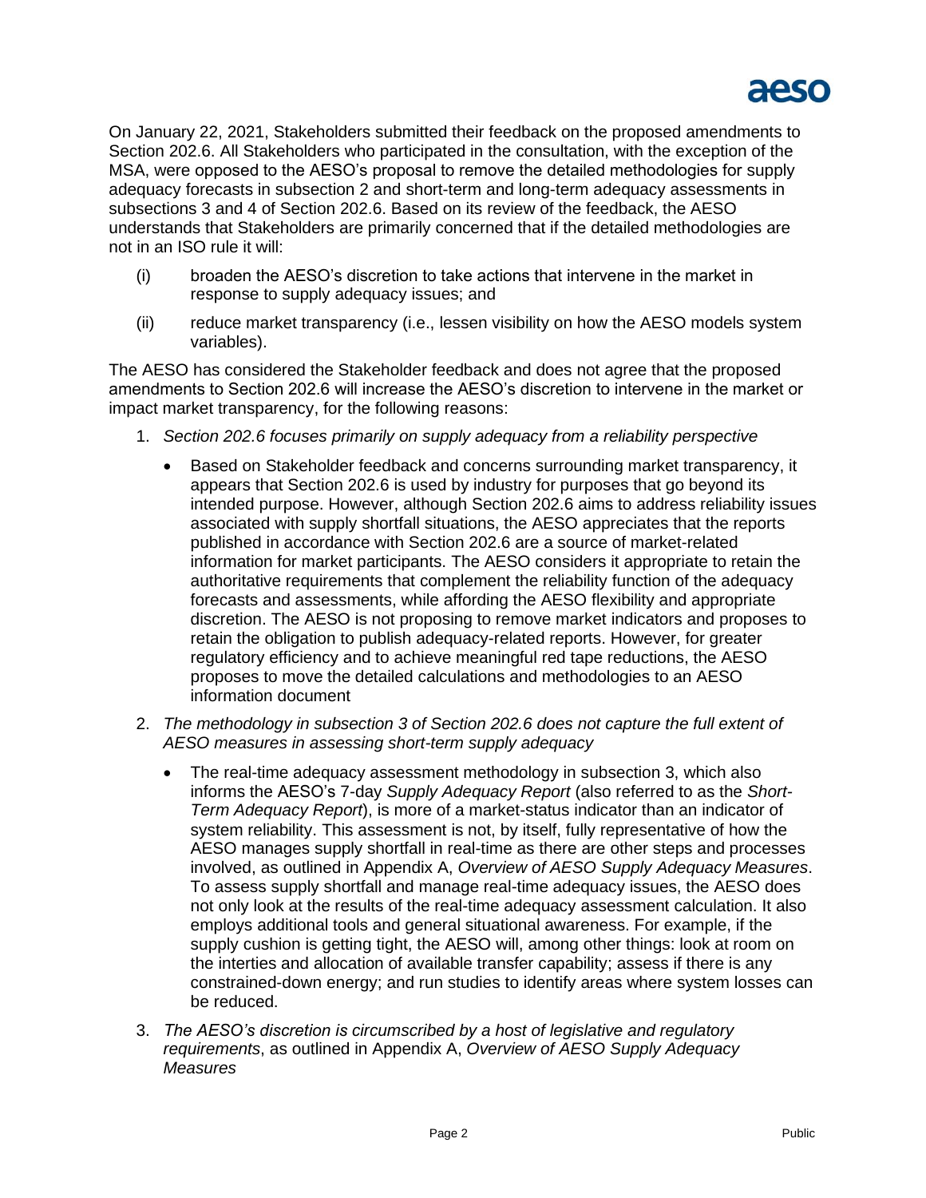On January 22, 2021, Stakeholders submitted their feedback on the proposed amendments to Section 202.6. All Stakeholders who participated in the consultation, with the exception of the MSA, were opposed to the AESO's proposal to remove the detailed methodologies for supply adequacy forecasts in subsection 2 and short-term and long-term adequacy assessments in subsections 3 and 4 of Section 202.6. Based on its review of the feedback, the AESO understands that Stakeholders are primarily concerned that if the detailed methodologies are not in an ISO rule it will:

(i) broaden the AESO's discretion to take actions that intervene in the market in response to supply adequacy issues; and

(ii) reduce market transparency (i.e., lessen visibility on how the AESO models system variables).

The AESO has considered the Stakeholder feedback and does not agree that the proposed amendments to Section 202.6 will increase the AESO's discretion to intervene in the market or impact market transparency, for the following reasons:

1. *Section 202.6 focuses primarily on supply adequacy from a reliability perspective*
   - Based on Stakeholder feedback and concerns surrounding market transparency, it appears that Section 202.6 is used by industry for purposes that go beyond its intended purpose. However, although Section 202.6 aims to address reliability issues associated with supply shortfall situations, the AESO appreciates that the reports published in accordance with Section 202.6 are a source of market-related information for market participants. The AESO considers it appropriate to retain the authoritative requirements that complement the reliability function of the adequacy forecasts and assessments, while affording the AESO flexibility and appropriate discretion. The AESO is not proposing to remove market indicators and proposes to retain the obligation to publish adequacy-related reports. However, for greater regulatory efficiency and to achieve meaningful red tape reductions, the AESO proposes to move the detailed calculations and methodologies to an AESO information document
2. *The methodology in subsection 3 of Section 202.6 does not capture the full extent of AESO measures in assessing short-term supply adequacy*
   - The real-time adequacy assessment methodology in subsection 3, which also informs the AESO's 7-day *Supply Adequacy Report* (also referred to as the *Short-Term Adequacy Report*), is more of a market-status indicator than an indicator of system reliability. This assessment is not, by itself, fully representative of how the AESO manages supply shortfall in real-time as there are other steps and processes involved, as outlined in Appendix A, *Overview of AESO Supply Adequacy Measures*. To assess supply shortfall and manage real-time adequacy issues, the AESO does not only look at the results of the real-time adequacy assessment calculation. It also employs additional tools and general situational awareness. For example, if the supply cushion is getting tight, the AESO will, among other things: look at room on the interties and allocation of available transfer capability; assess if there is any constrained-down energy; and run studies to identify areas where system losses can be reduced.
3. *The AESO's discretion is circumscribed by a host of legislative and regulatory requirements*, as outlined in Appendix A, *Overview of AESO Supply Adequacy Measures*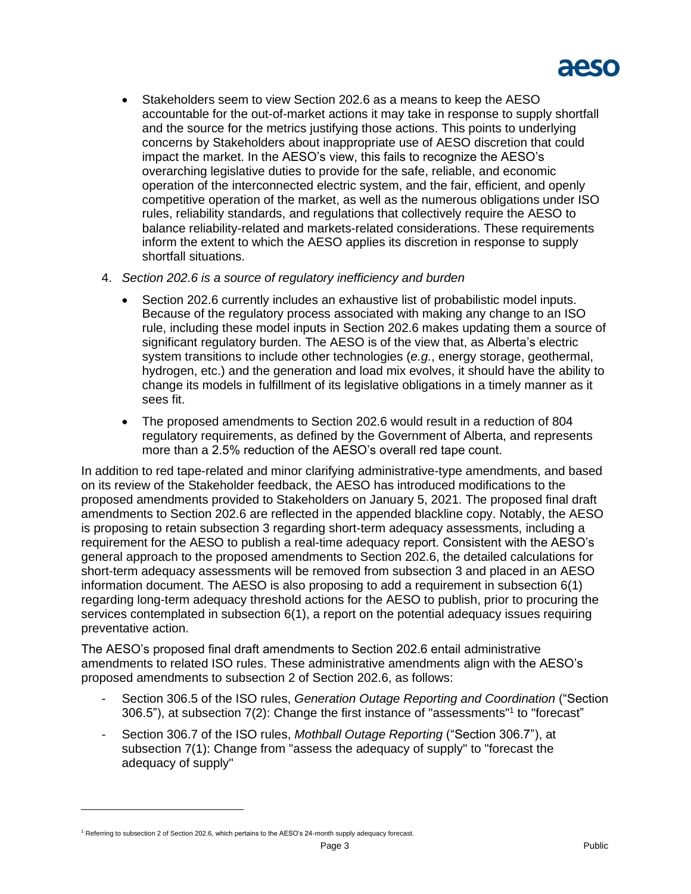- Stakeholders seem to view Section 202.6 as a means to keep the AESO accountable for the out-of-market actions it may take in response to supply shortfall and the source for the metrics justifying those actions. This points to underlying concerns by Stakeholders about inappropriate use of AESO discretion that could impact the market. In the AESO's view, this fails to recognize the AESO's overarching legislative duties to provide for the safe, reliable, and economic operation of the interconnected electric system, and the fair, efficient, and openly competitive operation of the market, as well as the numerous obligations under ISO rules, reliability standards, and regulations that collectively require the AESO to balance reliability-related and markets-related considerations. These requirements inform the extent to which the AESO applies its discretion in response to supply shortfall situations.

4. *Section 202.6 is a source of regulatory inefficiency and burden*
    - Section 202.6 currently includes an exhaustive list of probabilistic model inputs. Because of the regulatory process associated with making any change to an ISO rule, including these model inputs in Section 202.6 makes updating them a source of significant regulatory burden. The AESO is of the view that, as Alberta's electric system transitions to include other technologies (*e.g.*, energy storage, geothermal, hydrogen, etc.) and the generation and load mix evolves, it should have the ability to change its models in fulfillment of its legislative obligations in a timely manner as it sees fit.
    - The proposed amendments to Section 202.6 would result in a reduction of 804 regulatory requirements, as defined by the Government of Alberta, and represents more than a 2.5% reduction of the AESO's overall red tape count.

In addition to red tape-related and minor clarifying administrative-type amendments, and based on its review of the Stakeholder feedback, the AESO has introduced modifications to the proposed amendments provided to Stakeholders on January 5, 2021. The proposed final draft amendments to Section 202.6 are reflected in the appended blackline copy. Notably, the AESO is proposing to retain subsection 3 regarding short-term adequacy assessments, including a requirement for the AESO to publish a real-time adequacy report. Consistent with the AESO's general approach to the proposed amendments to Section 202.6, the detailed calculations for short-term adequacy assessments will be removed from subsection 3 and placed in an AESO information document. The AESO is also proposing to add a requirement in subsection 6(1) regarding long-term adequacy threshold actions for the AESO to publish, prior to procuring the services contemplated in subsection 6(1), a report on the potential adequacy issues requiring preventative action.

The AESO's proposed final draft amendments to Section 202.6 entail administrative amendments to related ISO rules. These administrative amendments align with the AESO's proposed amendments to subsection 2 of Section 202.6, as follows:

- Section 306.5 of the ISO rules, *Generation Outage Reporting and Coordination* ("Section 306.5"), at subsection 7(2): Change the first instance of "assessments"[1] to "forecast"
- Section 306.7 of the ISO rules, *Mothball Outage Reporting* ("Section 306.7"), at subsection 7(1): Change from "assess the adequacy of supply" to "forecast the adequacy of supply"

[1] Referring to subsection 2 of Section 202.6, which pertains to the AESO's 24-month supply adequacy forecast.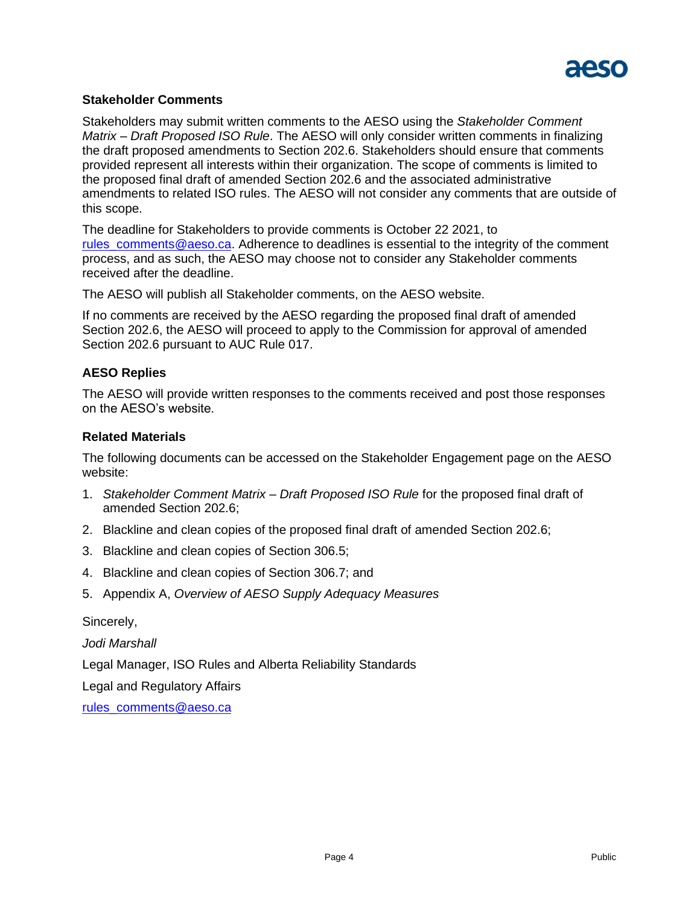### Stakeholder Comments

Stakeholders may submit written comments to the AESO using the *Stakeholder Comment Matrix – Draft Proposed ISO Rule*. The AESO will only consider written comments in finalizing the draft proposed amendments to Section 202.6. Stakeholders should ensure that comments provided represent all interests within their organization. The scope of comments is limited to the proposed final draft of amended Section 202.6 and the associated administrative amendments to related ISO rules. The AESO will not consider any comments that are outside of this scope.

The deadline for Stakeholders to provide comments is October 22 2021, to rules_comments@aeso.ca. Adherence to deadlines is essential to the integrity of the comment process, and as such, the AESO may choose not to consider any Stakeholder comments received after the deadline.

The AESO will publish all Stakeholder comments, on the AESO website.

If no comments are received by the AESO regarding the proposed final draft of amended Section 202.6, the AESO will proceed to apply to the Commission for approval of amended Section 202.6 pursuant to AUC Rule 017.

### AESO Replies

The AESO will provide written responses to the comments received and post those responses on the AESO's website.

### Related Materials

The following documents can be accessed on the Stakeholder Engagement page on the AESO website:

1. *Stakeholder Comment Matrix – Draft Proposed ISO Rule* for the proposed final draft of amended Section 202.6;
2. Blackline and clean copies of the proposed final draft of amended Section 202.6;
3. Blackline and clean copies of Section 306.5;
4. Blackline and clean copies of Section 306.7; and
5. Appendix A, *Overview of AESO Supply Adequacy Measures*

Sincerely,

*Jodi Marshall*

Legal Manager, ISO Rules and Alberta Reliability Standards

Legal and Regulatory Affairs

rules_comments@aeso.ca